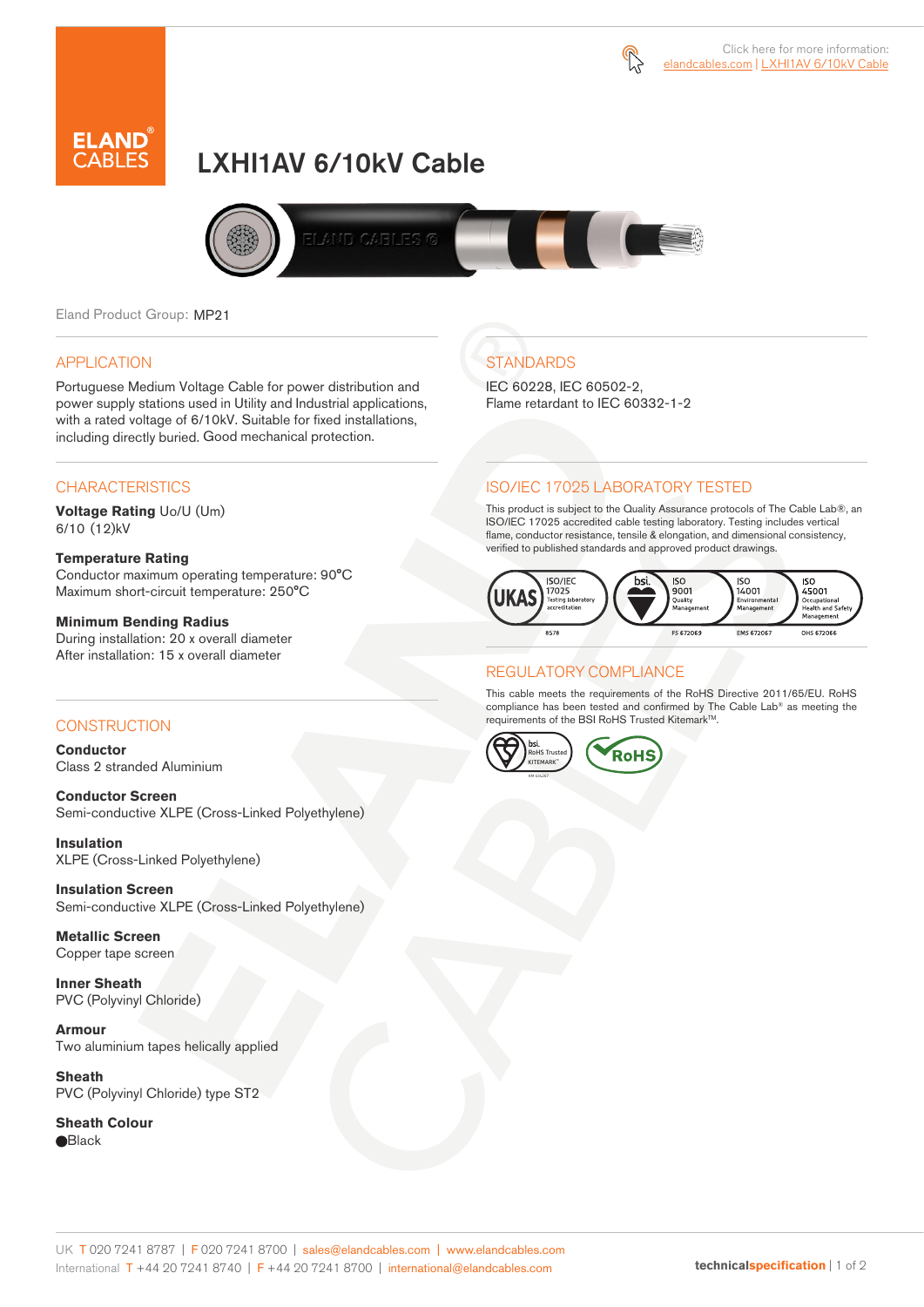Click here for more information: elandcables.com | LXHI1AV 6/10kV Cable

# LXHI1AV 6/10kV Cable

Eland Product Group: MP21

## APPLICATION

Portuguese Medium Voltage Cable for power distribution and power supply stations used in Utility and Industrial applications, with a rated voltage of 6/10kV. Suitable for fixed installations, including directly buried. Good mechanical protection.

## CHARACTERISTICS

**Voltage Rating** Uo/U (Um)
6/10 (12)kV

**Temperature Rating**
Conductor maximum operating temperature: 90°C
Maximum short-circuit temperature: 250°C

**Minimum Bending Radius**
During installation: 20 x overall diameter
After installation: 15 x overall diameter

## CONSTRUCTION

**Conductor**
Class 2 stranded Aluminium

**Conductor Screen**
Semi-conductive XLPE (Cross-Linked Polyethylene)

**Insulation**
XLPE (Cross-Linked Polyethylene)

**Insulation Screen**
Semi-conductive XLPE (Cross-Linked Polyethylene)

**Metallic Screen**
Copper tape screen

**Inner Sheath**
PVC (Polyvinyl Chloride)

**Armour**
Two aluminium tapes helically applied

**Sheath**
PVC (Polyvinyl Chloride) type ST2

**Sheath Colour**
⬤Black

## STANDARDS

IEC 60228, IEC 60502-2,
Flame retardant to IEC 60332-1-2

## ISO/IEC 17025 LABORATORY TESTED

This product is subject to the Quality Assurance protocols of The Cable Lab®, an ISO/IEC 17025 accredited cable testing laboratory. Testing includes vertical flame, conductor resistance, tensile & elongation, and dimensional consistency, verified to published standards and approved product drawings.

UKAS ISO/IEC 17025 Testing laboratory accreditation 8578 | bsi. ISO 9001 Quality Management FS 672069 | ISO 14001 Environmental Management EMS 672067 | ISO 45001 Occupational Health and Safety Management OHS 672066

## REGULATORY COMPLIANCE

This cable meets the requirements of the RoHS Directive 2011/65/EU. RoHS compliance has been tested and confirmed by The Cable Lab® as meeting the requirements of the BSI RoHS Trusted Kitemark™.

bsi. RoHS Trusted KITEMARK™ | RoHS

UK T 020 7241 8787 | F 020 7241 8700 | sales@elandcables.com | www.elandcables.com
International T +44 20 7241 8740 | F +44 20 7241 8700 | international@elandcables.com

technicalspecification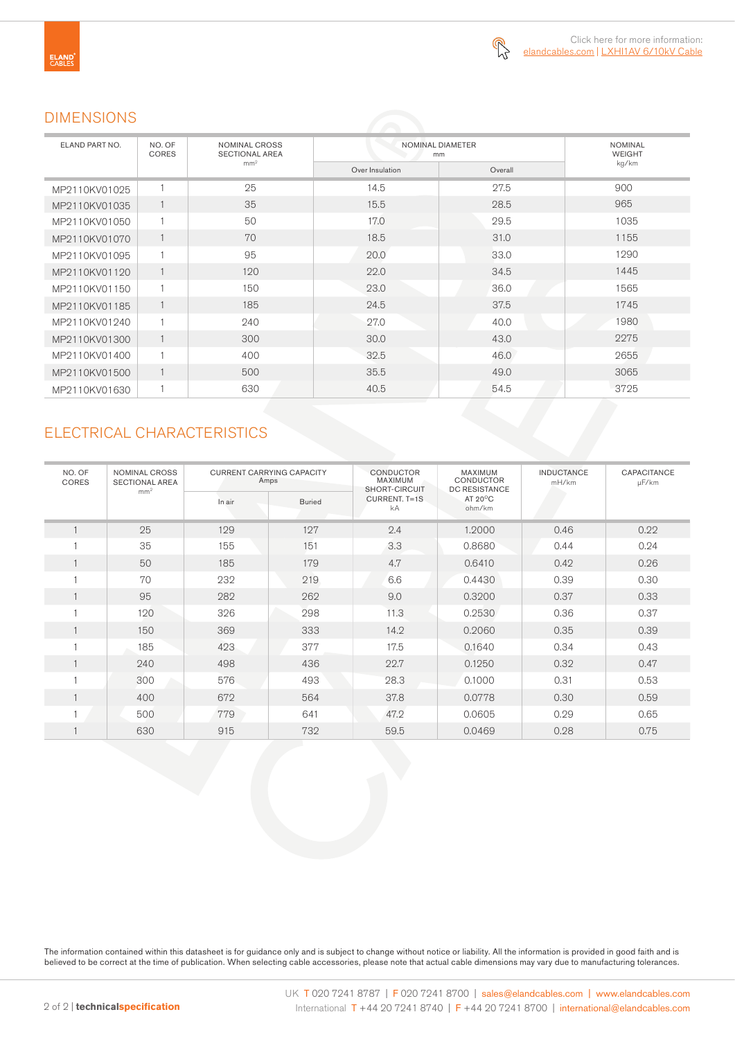Click here for more information: elandcables.com | LXHI1AV 6/10kV Cable

## DIMENSIONS

| ELAND PART NO. | NO. OF CORES | NOMINAL CROSS SECTIONAL AREA mm² | NOMINAL DIAMETER mm | | NOMINAL WEIGHT kg/km |
|---|---|---|---|---|---|
| | | | Over Insulation | Overall | |
| MP2110KV01025 | 1 | 25 | 14.5 | 27.5 | 900 |
| MP2110KV01035 | 1 | 35 | 15.5 | 28.5 | 965 |
| MP2110KV01050 | 1 | 50 | 17.0 | 29.5 | 1035 |
| MP2110KV01070 | 1 | 70 | 18.5 | 31.0 | 1155 |
| MP2110KV01095 | 1 | 95 | 20.0 | 33.0 | 1290 |
| MP2110KV01120 | 1 | 120 | 22.0 | 34.5 | 1445 |
| MP2110KV01150 | 1 | 150 | 23.0 | 36.0 | 1565 |
| MP2110KV01185 | 1 | 185 | 24.5 | 37.5 | 1745 |
| MP2110KV01240 | 1 | 240 | 27.0 | 40.0 | 1980 |
| MP2110KV01300 | 1 | 300 | 30.0 | 43.0 | 2275 |
| MP2110KV01400 | 1 | 400 | 32.5 | 46.0 | 2655 |
| MP2110KV01500 | 1 | 500 | 35.5 | 49.0 | 3065 |
| MP2110KV01630 | 1 | 630 | 40.5 | 54.5 | 3725 |

## ELECTRICAL CHARACTERISTICS

| NO. OF CORES | NOMINAL CROSS SECTIONAL AREA mm² | CURRENT CARRYING CAPACITY Amps | | CONDUCTOR MAXIMUM SHORT-CIRCUIT CURRENT. T=1S kA | MAXIMUM CONDUCTOR DC RESISTANCE AT 20°C ohm/km | INDUCTANCE mH/km | CAPACITANCE µF/km |
|---|---|---|---|---|---|---|---|
| | | In air | Buried | | | | |
| 1 | 25 | 129 | 127 | 2.4 | 1.2000 | 0.46 | 0.22 |
| 1 | 35 | 155 | 151 | 3.3 | 0.8680 | 0.44 | 0.24 |
| 1 | 50 | 185 | 179 | 4.7 | 0.6410 | 0.42 | 0.26 |
| 1 | 70 | 232 | 219 | 6.6 | 0.4430 | 0.39 | 0.30 |
| 1 | 95 | 282 | 262 | 9.0 | 0.3200 | 0.37 | 0.33 |
| 1 | 120 | 326 | 298 | 11.3 | 0.2530 | 0.36 | 0.37 |
| 1 | 150 | 369 | 333 | 14.2 | 0.2060 | 0.35 | 0.39 |
| 1 | 185 | 423 | 377 | 17.5 | 0.1640 | 0.34 | 0.43 |
| 1 | 240 | 498 | 436 | 22.7 | 0.1250 | 0.32 | 0.47 |
| 1 | 300 | 576 | 493 | 28.3 | 0.1000 | 0.31 | 0.53 |
| 1 | 400 | 672 | 564 | 37.8 | 0.0778 | 0.30 | 0.59 |
| 1 | 500 | 779 | 641 | 47.2 | 0.0605 | 0.29 | 0.65 |
| 1 | 630 | 915 | 732 | 59.5 | 0.0469 | 0.28 | 0.75 |

The information contained within this datasheet is for guidance only and is subject to change without notice or liability. All the information is provided in good faith and is believed to be correct at the time of publication. When selecting cable accessories, please note that actual cable dimensions may vary due to manufacturing tolerances.

UK T 020 7241 8787 | F 020 7241 8700 | sales@elandcables.com | www.elandcables.com
International T +44 20 7241 8740 | F +44 20 7241 8700 | international@elandcables.com